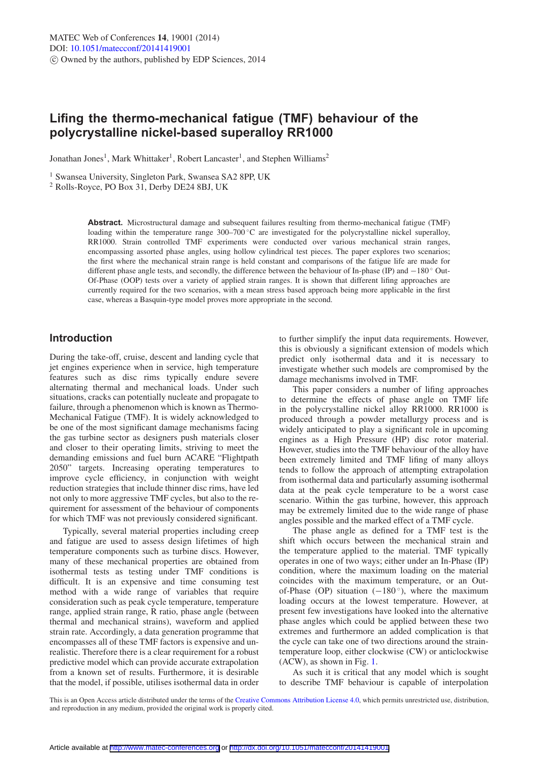# Lifing the thermo-mechanical fatigue (TMF) behaviour of the polycrystalline nickel-based superalloy RR1000

Jonathan Jones[1], Mark Whittaker[1], Robert Lancaster[1], and Stephen Williams[2]

[1] Swansea University, Singleton Park, Swansea SA2 8PP, UK
[2] Rolls-Royce, PO Box 31, Derby DE24 8BJ, UK

**Abstract.** Microstructural damage and subsequent failures resulting from thermo-mechanical fatigue (TMF) loading within the temperature range 300–700 °C are investigated for the polycrystalline nickel superalloy, RR1000. Strain controlled TMF experiments were conducted over various mechanical strain ranges, encompassing assorted phase angles, using hollow cylindrical test pieces. The paper explores two scenarios; the first where the mechanical strain range is held constant and comparisons of the fatigue life are made for different phase angle tests, and secondly, the difference between the behaviour of In-phase (IP) and −180° Out-Of-Phase (OOP) tests over a variety of applied strain ranges. It is shown that different lifing approaches are currently required for the two scenarios, with a mean stress based approach being more applicable in the first case, whereas a Basquin-type model proves more appropriate in the second.

## Introduction

During the take-off, cruise, descent and landing cycle that jet engines experience when in service, high temperature features such as disc rims typically endure severe alternating thermal and mechanical loads. Under such situations, cracks can potentially nucleate and propagate to failure, through a phenomenon which is known as Thermo-Mechanical Fatigue (TMF). It is widely acknowledged to be one of the most significant damage mechanisms facing the gas turbine sector as designers push materials closer and closer to their operating limits, striving to meet the demanding emissions and fuel burn ACARE "Flightpath 2050" targets. Increasing operating temperatures to improve cycle efficiency, in conjunction with weight reduction strategies that include thinner disc rims, have led not only to more aggressive TMF cycles, but also to the requirement for assessment of the behaviour of components for which TMF was not previously considered significant.

Typically, several material properties including creep and fatigue are used to assess design lifetimes of high temperature components such as turbine discs. However, many of these mechanical properties are obtained from isothermal tests as testing under TMF conditions is difficult. It is an expensive and time consuming test method with a wide range of variables that require consideration such as peak cycle temperature, temperature range, applied strain range, R ratio, phase angle (between thermal and mechanical strains), waveform and applied strain rate. Accordingly, a data generation programme that encompasses all of these TMF factors is expensive and unrealistic. Therefore there is a clear requirement for a robust predictive model which can provide accurate extrapolation from a known set of results. Furthermore, it is desirable that the model, if possible, utilises isothermal data in order to further simplify the input data requirements. However, this is obviously a significant extension of models which predict only isothermal data and it is necessary to investigate whether such models are compromised by the damage mechanisms involved in TMF.

This paper considers a number of lifing approaches to determine the effects of phase angle on TMF life in the polycrystalline nickel alloy RR1000. RR1000 is produced through a powder metallurgy process and is widely anticipated to play a significant role in upcoming engines as a High Pressure (HP) disc rotor material. However, studies into the TMF behaviour of the alloy have been extremely limited and TMF lifing of many alloys tends to follow the approach of attempting extrapolation from isothermal data and particularly assuming isothermal data at the peak cycle temperature to be a worst case scenario. Within the gas turbine, however, this approach may be extremely limited due to the wide range of phase angles possible and the marked effect of a TMF cycle.

The phase angle as defined for a TMF test is the shift which occurs between the mechanical strain and the temperature applied to the material. TMF typically operates in one of two ways; either under an In-Phase (IP) condition, where the maximum loading on the material coincides with the maximum temperature, or an Out-of-Phase (OP) situation (−180°), where the maximum loading occurs at the lowest temperature. However, at present few investigations have looked into the alternative phase angles which could be applied between these two extremes and furthermore an added complication is that the cycle can take one of two directions around the strain-temperature loop, either clockwise (CW) or anticlockwise (ACW), as shown in Fig. 1.

As such it is critical that any model which is sought to describe TMF behaviour is capable of interpolation

This is an Open Access article distributed under the terms of the Creative Commons Attribution License 4.0, which permits unrestricted use, distribution, and reproduction in any medium, provided the original work is properly cited.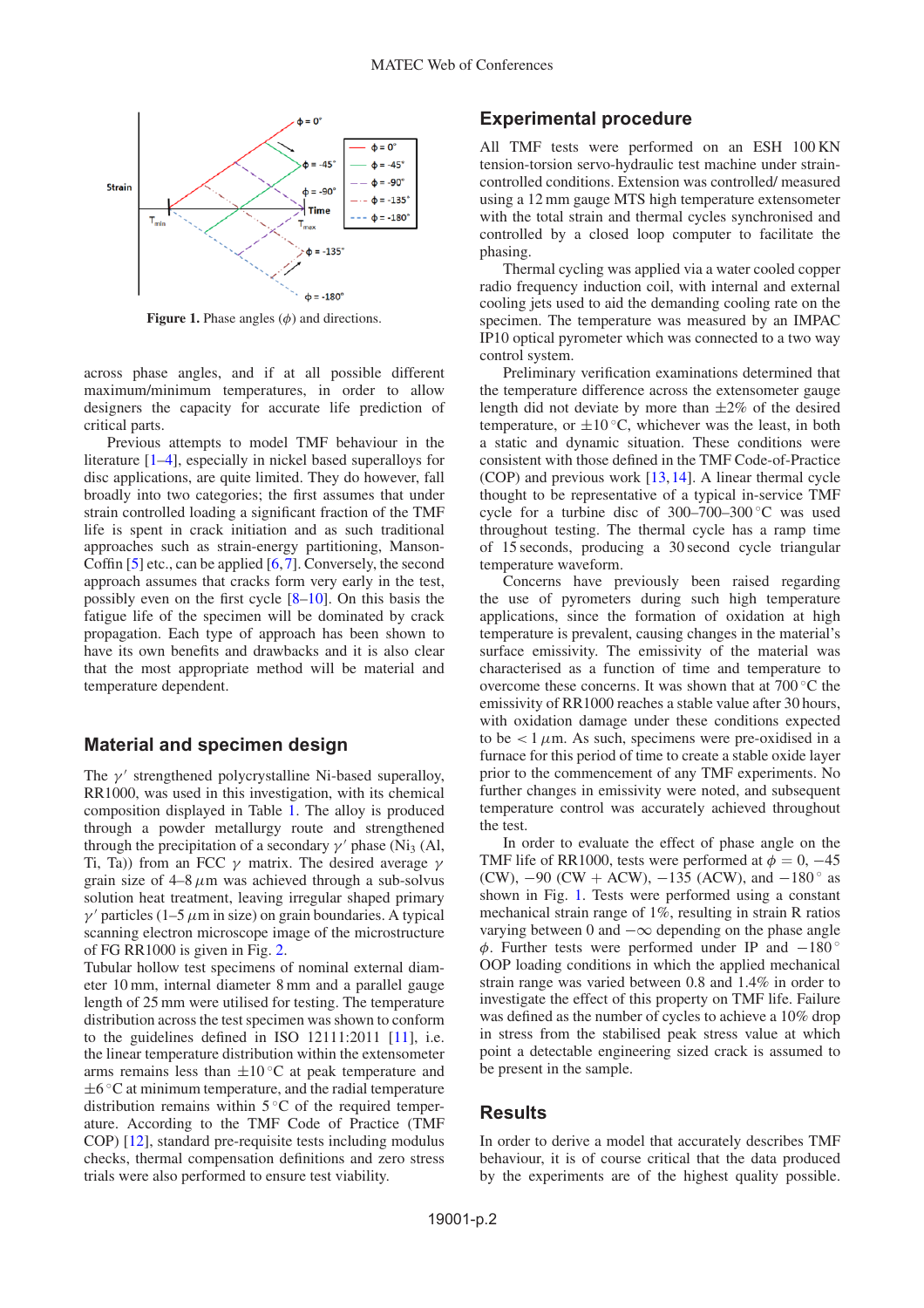Figure 1. Phase angles ($\phi$) and directions.

across phase angles, and if at all possible different maximum/minimum temperatures, in order to allow designers the capacity for accurate life prediction of critical parts.

Previous attempts to model TMF behaviour in the literature [1–4], especially in nickel based superalloys for disc applications, are quite limited. They do however, fall broadly into two categories; the first assumes that under strain controlled loading a significant fraction of the TMF life is spent in crack initiation and as such traditional approaches such as strain-energy partitioning, Manson-Coffin [5] etc., can be applied [6,7]. Conversely, the second approach assumes that cracks form very early in the test, possibly even on the first cycle [8–10]. On this basis the fatigue life of the specimen will be dominated by crack propagation. Each type of approach has been shown to have its own benefits and drawbacks and it is also clear that the most appropriate method will be material and temperature dependent.

## Material and specimen design

The $\gamma'$ strengthened polycrystalline Ni-based superalloy, RR1000, was used in this investigation, with its chemical composition displayed in Table 1. The alloy is produced through a powder metallurgy route and strengthened through the precipitation of a secondary $\gamma'$ phase ($Ni_3$ (Al, Ti, Ta)) from an FCC $\gamma$ matrix. The desired average $\gamma$ grain size of 4–8 $\mu$m was achieved through a sub-solvus solution heat treatment, leaving irregular shaped primary $\gamma'$ particles (1–5 $\mu$m in size) on grain boundaries. A typical scanning electron microscope image of the microstructure of FG RR1000 is given in Fig. 2.

Tubular hollow test specimens of nominal external diameter 10 mm, internal diameter 8 mm and a parallel gauge length of 25 mm were utilised for testing. The temperature distribution across the test specimen was shown to conform to the guidelines defined in ISO 12111:2011 [11], i.e. the linear temperature distribution within the extensometer arms remains less than $\pm 10\,^{\circ}$C at peak temperature and $\pm 6\,^{\circ}$C at minimum temperature, and the radial temperature distribution remains within $5\,^{\circ}$C of the required temperature. According to the TMF Code of Practice (TMF COP) [12], standard pre-requisite tests including modulus checks, thermal compensation definitions and zero stress trials were also performed to ensure test viability.

## Experimental procedure

All TMF tests were performed on an ESH 100 KN tension-torsion servo-hydraulic test machine under strain-controlled conditions. Extension was controlled/ measured using a 12 mm gauge MTS high temperature extensometer with the total strain and thermal cycles synchronised and controlled by a closed loop computer to facilitate the phasing.

Thermal cycling was applied via a water cooled copper radio frequency induction coil, with internal and external cooling jets used to aid the demanding cooling rate on the specimen. The temperature was measured by an IMPAC IP10 optical pyrometer which was connected to a two way control system.

Preliminary verification examinations determined that the temperature difference across the extensometer gauge length did not deviate by more than $\pm 2\%$ of the desired temperature, or $\pm 10\,^{\circ}$C, whichever was the least, in both a static and dynamic situation. These conditions were consistent with those defined in the TMF Code-of-Practice (COP) and previous work [13,14]. A linear thermal cycle thought to be representative of a typical in-service TMF cycle for a turbine disc of 300–700–300 $^{\circ}$C was used throughout testing. The thermal cycle has a ramp time of 15 seconds, producing a 30 second cycle triangular temperature waveform.

Concerns have previously been raised regarding the use of pyrometers during such high temperature applications, since the formation of oxidation at high temperature is prevalent, causing changes in the material's surface emissivity. The emissivity of the material was characterised as a function of time and temperature to overcome these concerns. It was shown that at 700 $^{\circ}$C the emissivity of RR1000 reaches a stable value after 30 hours, with oxidation damage under these conditions expected to be $< 1\,\mu$m. As such, specimens were pre-oxidised in a furnace for this period of time to create a stable oxide layer prior to the commencement of any TMF experiments. No further changes in emissivity were noted, and subsequent temperature control was accurately achieved throughout the test.

In order to evaluate the effect of phase angle on the TMF life of RR1000, tests were performed at $\phi = 0$, $-45$ (CW), $-90$ (CW + ACW), $-135$ (ACW), and $-180^{\circ}$ as shown in Fig. 1. Tests were performed using a constant mechanical strain range of 1%, resulting in strain R ratios varying between 0 and $-\infty$ depending on the phase angle $\phi$. Further tests were performed under IP and $-180^{\circ}$ OOP loading conditions in which the applied mechanical strain range was varied between 0.8 and 1.4% in order to investigate the effect of this property on TMF life. Failure was defined as the number of cycles to achieve a 10% drop in stress from the stabilised peak stress value at which point a detectable engineering sized crack is assumed to be present in the sample.

## Results

In order to derive a model that accurately describes TMF behaviour, it is of course critical that the data produced by the experiments are of the highest quality possible.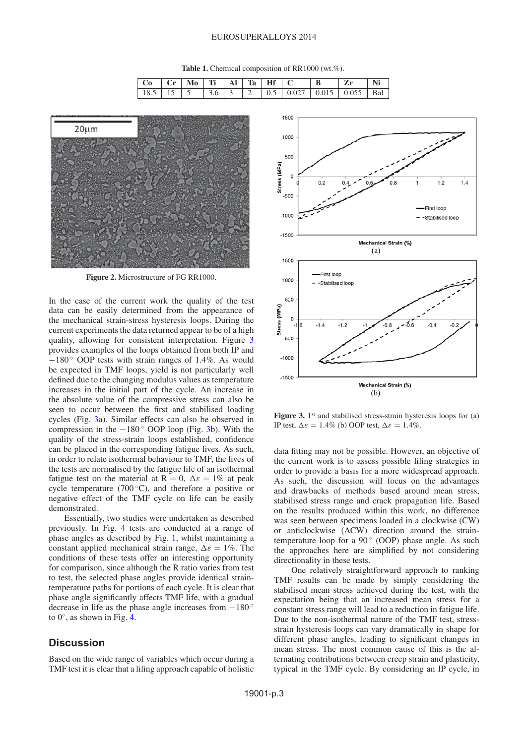**Table 1.** Chemical composition of RR1000 (wt.%).

| Co | Cr | Mo | Ti | Al | Ta | Hf | C | B | Zr | Ni |
|---|---|---|---|---|---|---|---|---|---|---|
| 18.5 | 15 | 5 | 3.6 | 3 | 2 | 0.5 | 0.027 | 0.015 | 0.055 | Bal |

**Figure 2.** Microstructure of FG RR1000.

In the case of the current work the quality of the test data can be easily determined from the appearance of the mechanical strain-stress hysteresis loops. During the current experiments the data returned appear to be of a high quality, allowing for consistent interpretation. Figure 3 provides examples of the loops obtained from both IP and $-180^\circ$ OOP tests with strain ranges of 1.4%. As would be expected in TMF loops, yield is not particularly well defined due to the changing modulus values as temperature increases in the initial part of the cycle. An increase in the absolute value of the compressive stress can also be seen to occur between the first and stabilised loading cycles (Fig. 3a). Similar effects can also be observed in compression in the $-180^\circ$ OOP loop (Fig. 3b). With the quality of the stress-strain loops established, confidence can be placed in the corresponding fatigue lives. As such, in order to relate isothermal behaviour to TMF, the lives of the tests are normalised by the fatigue life of an isothermal fatigue test on the material at $R = 0$, $\Delta\varepsilon = 1\%$ at peak cycle temperature (700 °C), and therefore a positive or negative effect of the TMF cycle on life can be easily demonstrated.

Essentially, two studies were undertaken as described previously. In Fig. 4 tests are conducted at a range of phase angles as described by Fig. 1, whilst maintaining a constant applied mechanical strain range, $\Delta\varepsilon = 1\%$. The conditions of these tests offer an interesting opportunity for comparison, since although the R ratio varies from test to test, the selected phase angles provide identical strain-temperature paths for portions of each cycle. It is clear that phase angle significantly affects TMF life, with a gradual decrease in life as the phase angle increases from $-180^\circ$ to $0^\circ$, as shown in Fig. 4.

## Discussion

Based on the wide range of variables which occur during a TMF test it is clear that a lifing approach capable of holistic data fitting may not be possible. However, an objective of the current work is to assess possible lifing strategies in order to provide a basis for a more widespread approach. As such, the discussion will focus on the advantages and drawbacks of methods based around mean stress, stabilised stress range and crack propagation life. Based on the results produced within this work, no difference was seen between specimens loaded in a clockwise (CW) or anticlockwise (ACW) direction around the strain-temperature loop for a $90^\circ$ (OOP) phase angle. As such the approaches here are simplified by not considering directionality in these tests.

**Figure 3.** 1st and stabilised stress-strain hysteresis loops for (a) IP test, $\Delta\varepsilon = 1.4\%$ (b) OOP test, $\Delta\varepsilon = 1.4\%$.

One relatively straightforward approach to ranking TMF results can be made by simply considering the stabilised mean stress achieved during the test, with the expectation being that an increased mean stress for a constant stress range will lead to a reduction in fatigue life. Due to the non-isothermal nature of the TMF test, stress-strain hysteresis loops can vary dramatically in shape for different phase angles, leading to significant changes in mean stress. The most common cause of this is the alternating contributions between creep strain and plasticity, typical in the TMF cycle. By considering an IP cycle, in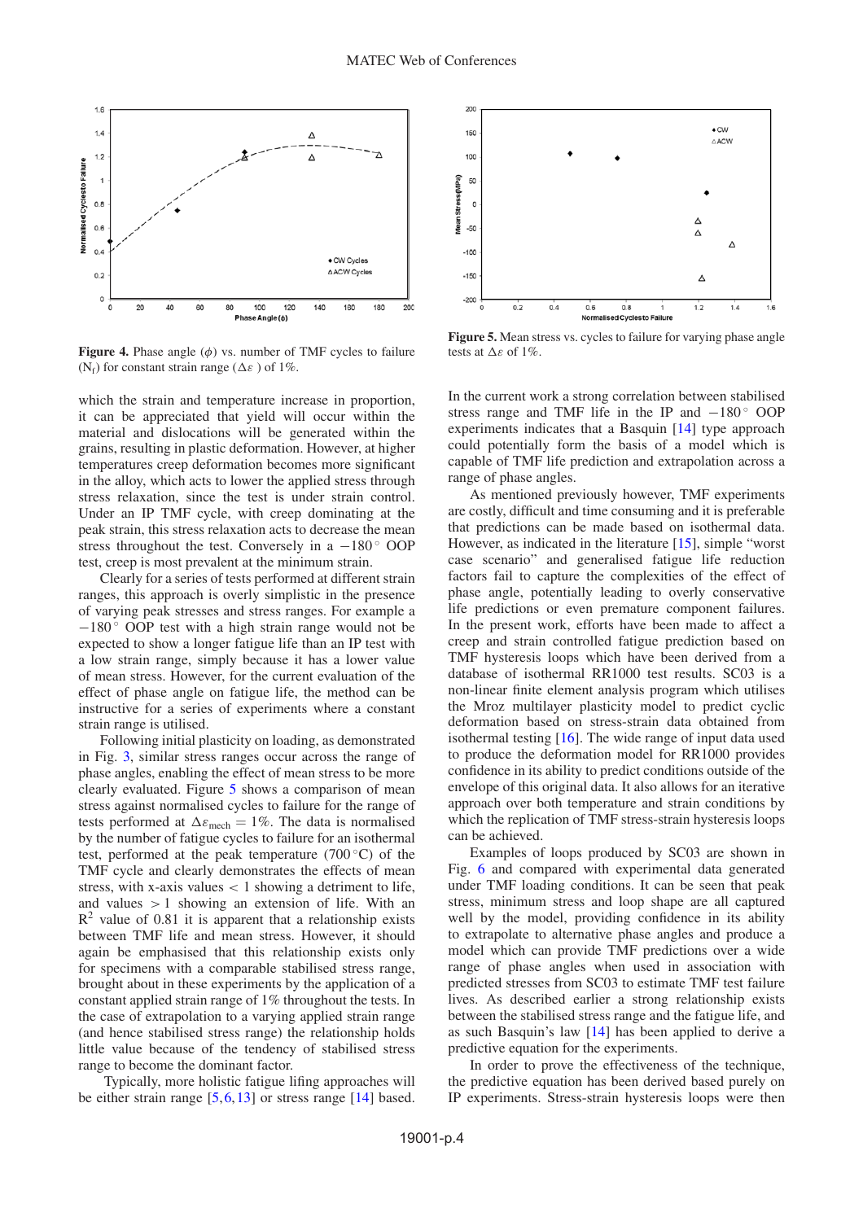**Figure 4.** Phase angle ($\phi$) vs. number of TMF cycles to failure ($N_f$) for constant strain range ($\Delta\varepsilon$ ) of 1%.

**Figure 5.** Mean stress vs. cycles to failure for varying phase angle tests at $\Delta\varepsilon$ of 1%.

which the strain and temperature increase in proportion, it can be appreciated that yield will occur within the material and dislocations will be generated within the grains, resulting in plastic deformation. However, at higher temperatures creep deformation becomes more significant in the alloy, which acts to lower the applied stress through stress relaxation, since the test is under strain control. Under an IP TMF cycle, with creep dominating at the peak strain, this stress relaxation acts to decrease the mean stress throughout the test. Conversely in a $-180^\circ$ OOP test, creep is most prevalent at the minimum strain.

Clearly for a series of tests performed at different strain ranges, this approach is overly simplistic in the presence of varying peak stresses and stress ranges. For example a $-180^\circ$ OOP test with a high strain range would not be expected to show a longer fatigue life than an IP test with a low strain range, simply because it has a lower value of mean stress. However, for the current evaluation of the effect of phase angle on fatigue life, the method can be instructive for a series of experiments where a constant strain range is utilised.

Following initial plasticity on loading, as demonstrated in Fig. 3, similar stress ranges occur across the range of phase angles, enabling the effect of mean stress to be more clearly evaluated. Figure 5 shows a comparison of mean stress against normalised cycles to failure for the range of tests performed at $\Delta\varepsilon_{mech} = 1\%$. The data is normalised by the number of fatigue cycles to failure for an isothermal test, performed at the peak temperature (700 °C) of the TMF cycle and clearly demonstrates the effects of mean stress, with x-axis values $< 1$ showing a detriment to life, and values $> 1$ showing an extension of life. With an $R^2$ value of 0.81 it is apparent that a relationship exists between TMF life and mean stress. However, it should again be emphasised that this relationship exists only for specimens with a comparable stabilised stress range, brought about in these experiments by the application of a constant applied strain range of 1% throughout the tests. In the case of extrapolation to a varying applied strain range (and hence stabilised stress range) the relationship holds little value because of the tendency of stabilised stress range to become the dominant factor.

Typically, more holistic fatigue lifing approaches will be either strain range [5,6,13] or stress range [14] based. In the current work a strong correlation between stabilised stress range and TMF life in the IP and $-180^\circ$ OOP experiments indicates that a Basquin [14] type approach could potentially form the basis of a model which is capable of TMF life prediction and extrapolation across a range of phase angles.

As mentioned previously however, TMF experiments are costly, difficult and time consuming and it is preferable that predictions can be made based on isothermal data. However, as indicated in the literature [15], simple "worst case scenario" and generalised fatigue life reduction factors fail to capture the complexities of the effect of phase angle, potentially leading to overly conservative life predictions or even premature component failures. In the present work, efforts have been made to affect a creep and strain controlled fatigue prediction based on TMF hysteresis loops which have been derived from a database of isothermal RR1000 test results. SC03 is a non-linear finite element analysis program which utilises the Mroz multilayer plasticity model to predict cyclic deformation based on stress-strain data obtained from isothermal testing [16]. The wide range of input data used to produce the deformation model for RR1000 provides confidence in its ability to predict conditions outside of the envelope of this original data. It also allows for an iterative approach over both temperature and strain conditions by which the replication of TMF stress-strain hysteresis loops can be achieved.

Examples of loops produced by SC03 are shown in Fig. 6 and compared with experimental data generated under TMF loading conditions. It can be seen that peak stress, minimum stress and loop shape are all captured well by the model, providing confidence in its ability to extrapolate to alternative phase angles and produce a model which can provide TMF predictions over a wide range of phase angles when used in association with predicted stresses from SC03 to estimate TMF test failure lives. As described earlier a strong relationship exists between the stabilised stress range and the fatigue life, and as such Basquin's law [14] has been applied to derive a predictive equation for the experiments.

In order to prove the effectiveness of the technique, the predictive equation has been derived based purely on IP experiments. Stress-strain hysteresis loops were then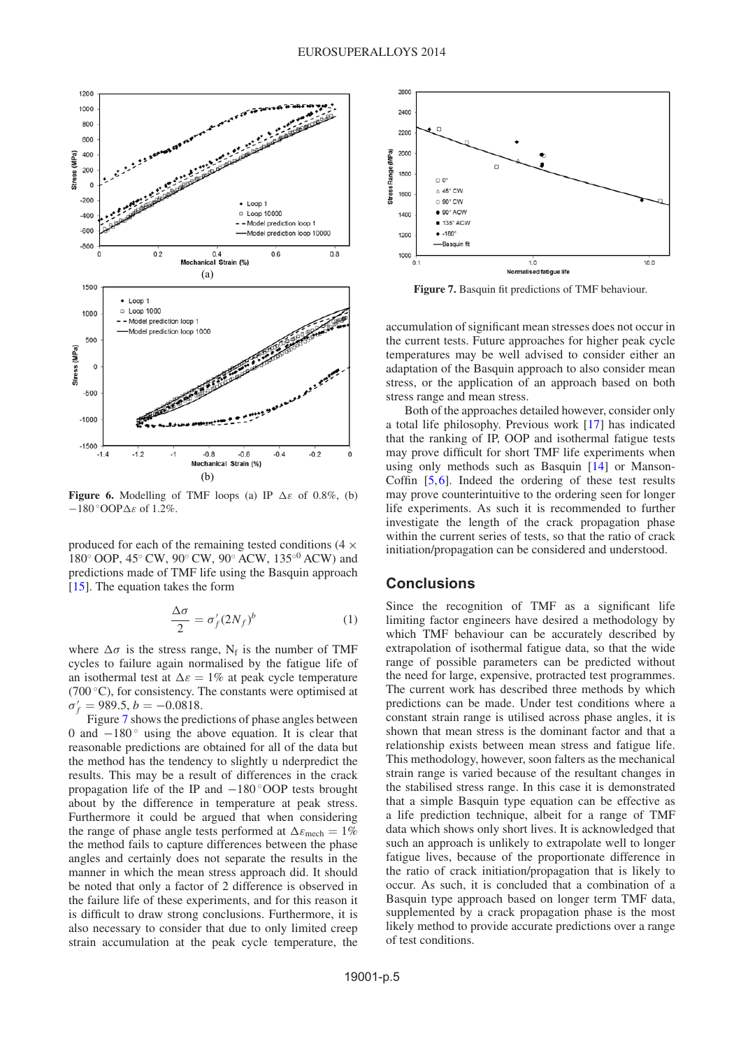Figure 6. Modelling of TMF loops (a) IP $\Delta\varepsilon$ of 0.8%, (b) $-180\,^{\circ}$OOP$\Delta\varepsilon$ of 1.2%.

produced for each of the remaining tested conditions ($4 \times 180^{\circ}$ OOP, $45^{\circ}$ CW, $90^{\circ}$ CW, $90^{\circ}$ ACW, $135^{\circ 0}$ ACW) and predictions made of TMF life using the Basquin approach [15]. The equation takes the form

$$\frac{\Delta\sigma}{2} = \sigma_f'(2N_f)^b \tag{1}$$

where $\Delta\sigma$ is the stress range, $N_f$ is the number of TMF cycles to failure again normalised by the fatigue life of an isothermal test at $\Delta\varepsilon = 1\%$ at peak cycle temperature ($700\,^{\circ}$C), for consistency. The constants were optimised at $\sigma_f' = 989.5$, $b = -0.0818$.

Figure 7 shows the predictions of phase angles between 0 and $-180\,^{\circ}$ using the above equation. It is clear that reasonable predictions are obtained for all of the data but the method has the tendency to slightly u nderpredict the results. This may be a result of differences in the crack propagation life of the IP and $-180\,^{\circ}$OOP tests brought about by the difference in temperature at peak stress. Furthermore it could be argued that when considering the range of phase angle tests performed at $\Delta\varepsilon_{\text{mech}} = 1\%$ the method fails to capture differences between the phase angles and certainly does not separate the results in the manner in which the mean stress approach did. It should be noted that only a factor of 2 difference is observed in the failure life of these experiments, and for this reason it is difficult to draw strong conclusions. Furthermore, it is also necessary to consider that due to only limited creep strain accumulation at the peak cycle temperature, the

Figure 7. Basquin fit predictions of TMF behaviour.

accumulation of significant mean stresses does not occur in the current tests. Future approaches for higher peak cycle temperatures may be well advised to consider either an adaptation of the Basquin approach to also consider mean stress, or the application of an approach based on both stress range and mean stress.

Both of the approaches detailed however, consider only a total life philosophy. Previous work [17] has indicated that the ranking of IP, OOP and isothermal fatigue tests may prove difficult for short TMF life experiments when using only methods such as Basquin [14] or Manson-Coffin [5,6]. Indeed the ordering of these test results may prove counterintuitive to the ordering seen for longer life experiments. As such it is recommended to further investigate the length of the crack propagation phase within the current series of tests, so that the ratio of crack initiation/propagation can be considered and understood.

## Conclusions

Since the recognition of TMF as a significant life limiting factor engineers have desired a methodology by which TMF behaviour can be accurately described by extrapolation of isothermal fatigue data, so that the wide range of possible parameters can be predicted without the need for large, expensive, protracted test programmes. The current work has described three methods by which predictions can be made. Under test conditions where a constant strain range is utilised across phase angles, it is shown that mean stress is the dominant factor and that a relationship exists between mean stress and fatigue life. This methodology, however, soon falters as the mechanical strain range is varied because of the resultant changes in the stabilised stress range. In this case it is demonstrated that a simple Basquin type equation can be effective as a life prediction technique, albeit for a range of TMF data which shows only short lives. It is acknowledged that such an approach is unlikely to extrapolate well to longer fatigue lives, because of the proportionate difference in the ratio of crack initiation/propagation that is likely to occur. As such, it is concluded that a combination of a Basquin type approach based on longer term TMF data, supplemented by a crack propagation phase is the most likely method to provide accurate predictions over a range of test conditions.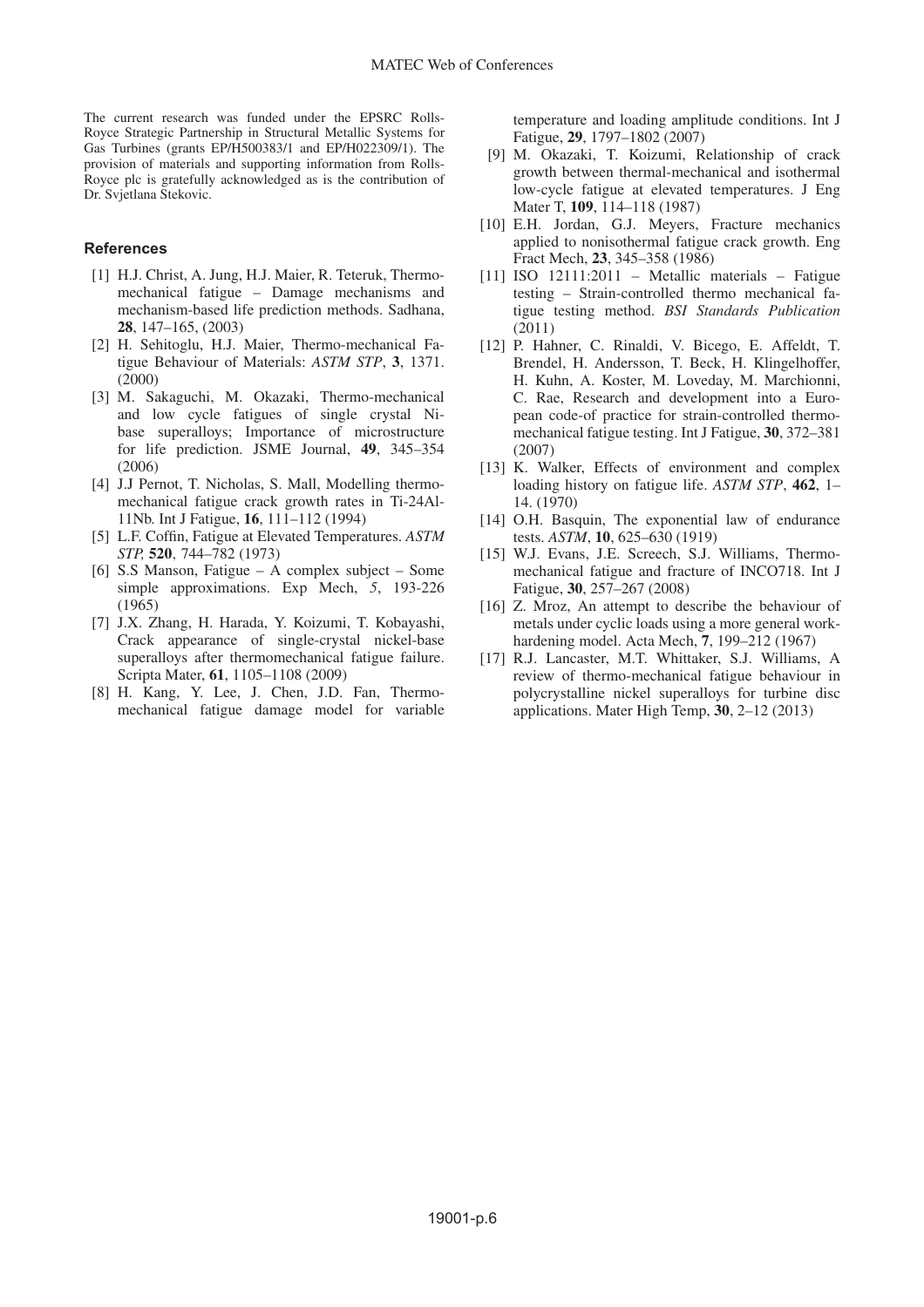The current research was funded under the EPSRC Rolls-Royce Strategic Partnership in Structural Metallic Systems for Gas Turbines (grants EP/H500383/1 and EP/H022309/1). The provision of materials and supporting information from Rolls-Royce plc is gratefully acknowledged as is the contribution of Dr. Svjetlana Stekovic.

## References

[1] H.J. Christ, A. Jung, H.J. Maier, R. Teteruk, Thermo-mechanical fatigue – Damage mechanisms and mechanism-based life prediction methods. Sadhana, **28**, 147–165, (2003)

[2] H. Sehitoglu, H.J. Maier, Thermo-mechanical Fatigue Behaviour of Materials: *ASTM STP*, **3**, 1371. (2000)

[3] M. Sakaguchi, M. Okazaki, Thermo-mechanical and low cycle fatigues of single crystal Ni-base superalloys; Importance of microstructure for life prediction. JSME Journal, **49**, 345–354 (2006)

[4] J.J Pernot, T. Nicholas, S. Mall, Modelling thermo-mechanical fatigue crack growth rates in Ti-24Al-11Nb. Int J Fatigue, **16**, 111–112 (1994)

[5] L.F. Coffin, Fatigue at Elevated Temperatures. *ASTM STP,* **520**, 744–782 (1973)

[6] S.S Manson, Fatigue – A complex subject – Some simple approximations. Exp Mech, *5*, 193-226 (1965)

[7] J.X. Zhang, H. Harada, Y. Koizumi, T. Kobayashi, Crack appearance of single-crystal nickel-base superalloys after thermomechanical fatigue failure. Scripta Mater, **61**, 1105–1108 (2009)

[8] H. Kang, Y. Lee, J. Chen, J.D. Fan, Thermo-mechanical fatigue damage model for variable temperature and loading amplitude conditions. Int J Fatigue, **29**, 1797–1802 (2007)

[9] M. Okazaki, T. Koizumi, Relationship of crack growth between thermal-mechanical and isothermal low-cycle fatigue at elevated temperatures. J Eng Mater T, **109**, 114–118 (1987)

[10] E.H. Jordan, G.J. Meyers, Fracture mechanics applied to nonisothermal fatigue crack growth. Eng Fract Mech, **23**, 345–358 (1986)

[11] ISO 12111:2011 – Metallic materials – Fatigue testing – Strain-controlled thermo mechanical fatigue testing method. *BSI Standards Publication* (2011)

[12] P. Hahner, C. Rinaldi, V. Bicego, E. Affeldt, T. Brendel, H. Andersson, T. Beck, H. Klingelhoffer, H. Kuhn, A. Koster, M. Loveday, M. Marchionni, C. Rae, Research and development into a European code-of practice for strain-controlled thermo-mechanical fatigue testing. Int J Fatigue, **30**, 372–381 (2007)

[13] K. Walker, Effects of environment and complex loading history on fatigue life. *ASTM STP*, **462**, 1–14. (1970)

[14] O.H. Basquin, The exponential law of endurance tests. *ASTM*, **10**, 625–630 (1919)

[15] W.J. Evans, J.E. Screech, S.J. Williams, Thermo-mechanical fatigue and fracture of INCO718. Int J Fatigue, **30**, 257–267 (2008)

[16] Z. Mroz, An attempt to describe the behaviour of metals under cyclic loads using a more general work-hardening model. Acta Mech, **7**, 199–212 (1967)

[17] R.J. Lancaster, M.T. Whittaker, S.J. Williams, A review of thermo-mechanical fatigue behaviour in polycrystalline nickel superalloys for turbine disc applications. Mater High Temp, **30**, 2–12 (2013)